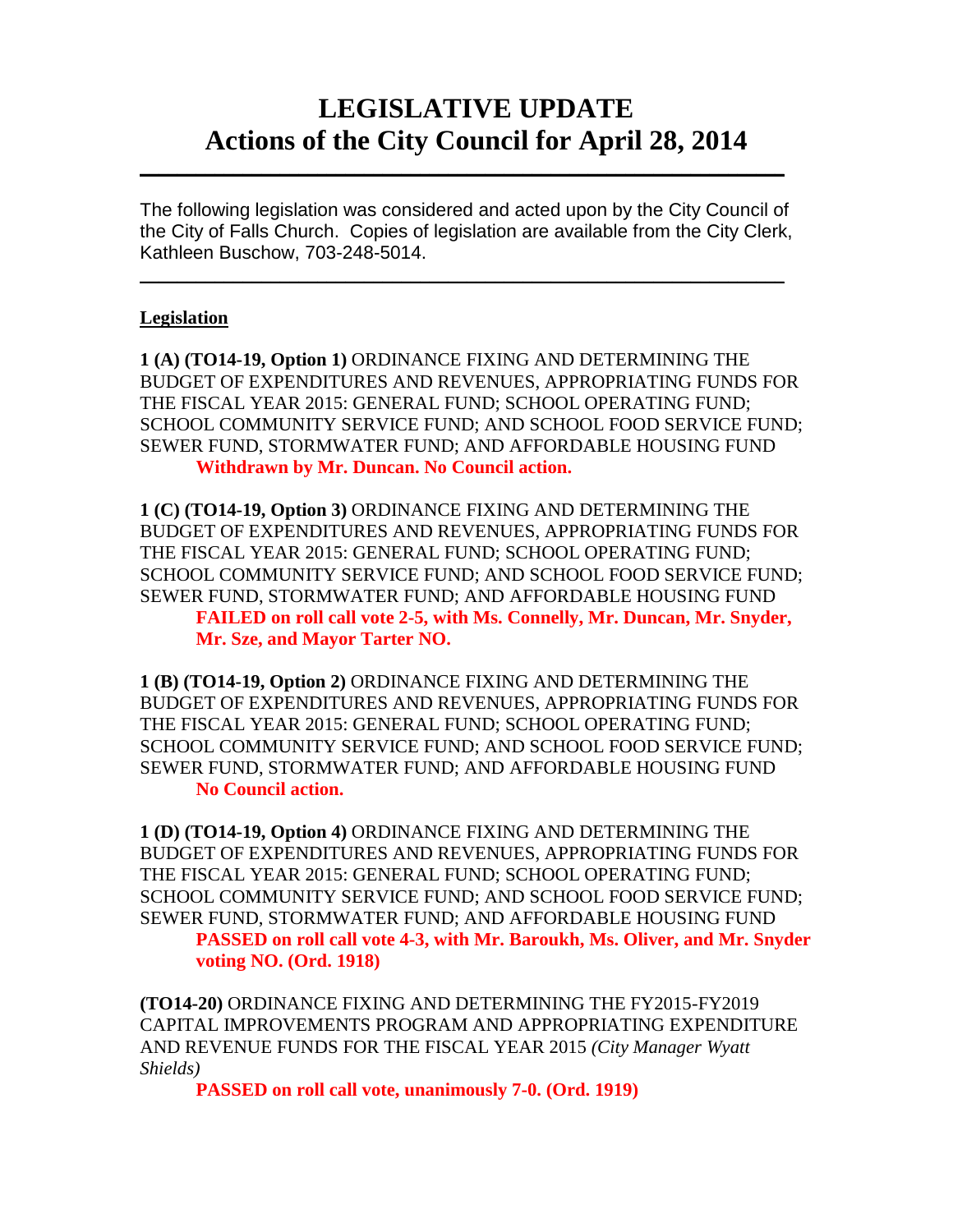# LEGISLATIVE UPDATE
# Actions of the City Council for April 28, 2014

---

The following legislation was considered and acted upon by the City Council of the City of Falls Church. Copies of legislation are available from the City Clerk, Kathleen Buschow, 703-248-5014.

---

**Legislation**

**1 (A) (TO14-19, Option 1)** ORDINANCE FIXING AND DETERMINING THE BUDGET OF EXPENDITURES AND REVENUES, APPROPRIATING FUNDS FOR THE FISCAL YEAR 2015: GENERAL FUND; SCHOOL OPERATING FUND; SCHOOL COMMUNITY SERVICE FUND; AND SCHOOL FOOD SERVICE FUND; SEWER FUND, STORMWATER FUND; AND AFFORDABLE HOUSING FUND

**Withdrawn by Mr. Duncan. No Council action.**

**1 (C) (TO14-19, Option 3)** ORDINANCE FIXING AND DETERMINING THE BUDGET OF EXPENDITURES AND REVENUES, APPROPRIATING FUNDS FOR THE FISCAL YEAR 2015: GENERAL FUND; SCHOOL OPERATING FUND; SCHOOL COMMUNITY SERVICE FUND; AND SCHOOL FOOD SERVICE FUND; SEWER FUND, STORMWATER FUND; AND AFFORDABLE HOUSING FUND

**FAILED on roll call vote 2-5, with Ms. Connelly, Mr. Duncan, Mr. Snyder, Mr. Sze, and Mayor Tarter NO.**

**1 (B) (TO14-19, Option 2)** ORDINANCE FIXING AND DETERMINING THE BUDGET OF EXPENDITURES AND REVENUES, APPROPRIATING FUNDS FOR THE FISCAL YEAR 2015: GENERAL FUND; SCHOOL OPERATING FUND; SCHOOL COMMUNITY SERVICE FUND; AND SCHOOL FOOD SERVICE FUND; SEWER FUND, STORMWATER FUND; AND AFFORDABLE HOUSING FUND

**No Council action.**

**1 (D) (TO14-19, Option 4)** ORDINANCE FIXING AND DETERMINING THE BUDGET OF EXPENDITURES AND REVENUES, APPROPRIATING FUNDS FOR THE FISCAL YEAR 2015: GENERAL FUND; SCHOOL OPERATING FUND; SCHOOL COMMUNITY SERVICE FUND; AND SCHOOL FOOD SERVICE FUND; SEWER FUND, STORMWATER FUND; AND AFFORDABLE HOUSING FUND

**PASSED on roll call vote 4-3, with Mr. Baroukh, Ms. Oliver, and Mr. Snyder voting NO. (Ord. 1918)**

**(TO14-20)** ORDINANCE FIXING AND DETERMINING THE FY2015-FY2019 CAPITAL IMPROVEMENTS PROGRAM AND APPROPRIATING EXPENDITURE AND REVENUE FUNDS FOR THE FISCAL YEAR 2015 *(City Manager Wyatt Shields)*

**PASSED on roll call vote, unanimously 7-0. (Ord. 1919)**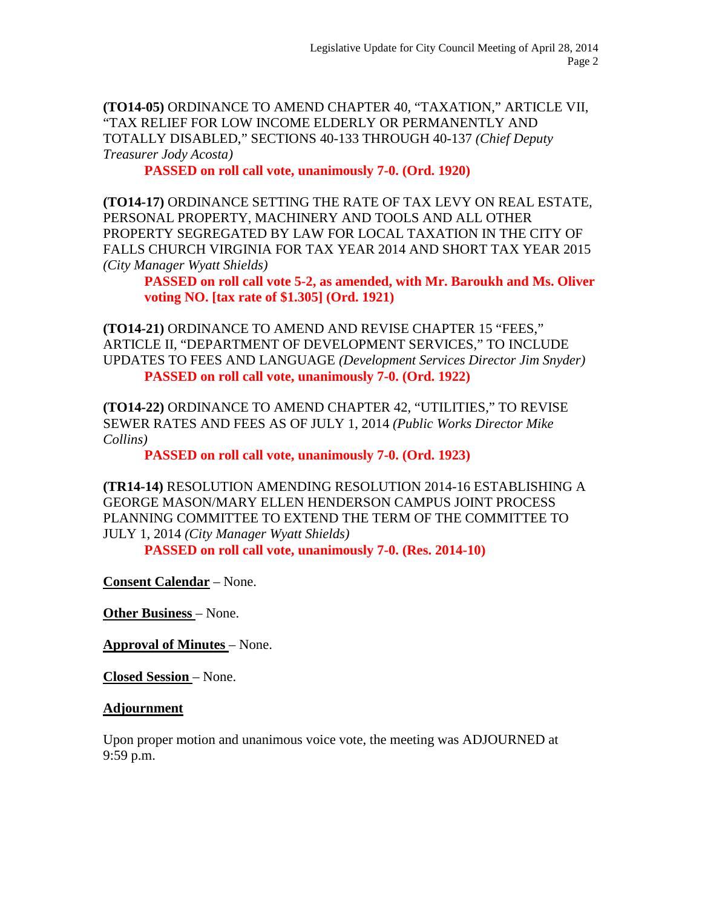**(TO14-05)** ORDINANCE TO AMEND CHAPTER 40, "TAXATION," ARTICLE VII, "TAX RELIEF FOR LOW INCOME ELDERLY OR PERMANENTLY AND TOTALLY DISABLED," SECTIONS 40-133 THROUGH 40-137 *(Chief Deputy Treasurer Jody Acosta)*

> **PASSED on roll call vote, unanimously 7-0. (Ord. 1920)**

**(TO14-17)** ORDINANCE SETTING THE RATE OF TAX LEVY ON REAL ESTATE, PERSONAL PROPERTY, MACHINERY AND TOOLS AND ALL OTHER PROPERTY SEGREGATED BY LAW FOR LOCAL TAXATION IN THE CITY OF FALLS CHURCH VIRGINIA FOR TAX YEAR 2014 AND SHORT TAX YEAR 2015 *(City Manager Wyatt Shields)*

> **PASSED on roll call vote 5-2, as amended, with Mr. Baroukh and Ms. Oliver voting NO. [tax rate of $1.305] (Ord. 1921)**

**(TO14-21)** ORDINANCE TO AMEND AND REVISE CHAPTER 15 "FEES," ARTICLE II, "DEPARTMENT OF DEVELOPMENT SERVICES," TO INCLUDE UPDATES TO FEES AND LANGUAGE *(Development Services Director Jim Snyder)*

> **PASSED on roll call vote, unanimously 7-0. (Ord. 1922)**

**(TO14-22)** ORDINANCE TO AMEND CHAPTER 42, "UTILITIES," TO REVISE SEWER RATES AND FEES AS OF JULY 1, 2014 *(Public Works Director Mike Collins)*

> **PASSED on roll call vote, unanimously 7-0. (Ord. 1923)**

**(TR14-14)** RESOLUTION AMENDING RESOLUTION 2014-16 ESTABLISHING A GEORGE MASON/MARY ELLEN HENDERSON CAMPUS JOINT PROCESS PLANNING COMMITTEE TO EXTEND THE TERM OF THE COMMITTEE TO JULY 1, 2014 *(City Manager Wyatt Shields)*

> **PASSED on roll call vote, unanimously 7-0. (Res. 2014-10)**

**Consent Calendar** – None.

**Other Business** – None.

**Approval of Minutes** – None.

**Closed Session** – None.

**Adjournment**

Upon proper motion and unanimous voice vote, the meeting was ADJOURNED at 9:59 p.m.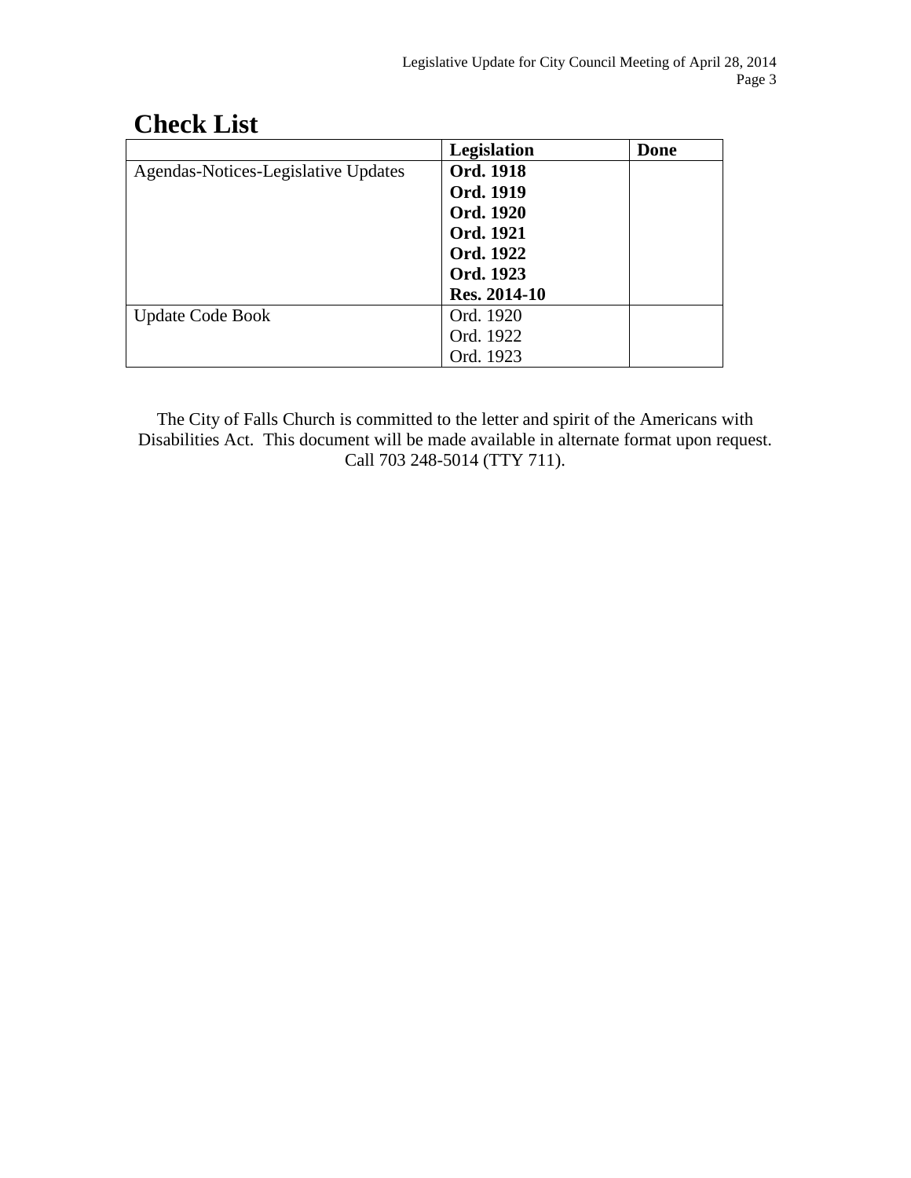# Check List

| | Legislation | Done |
|---|---|---|
| Agendas-Notices-Legislative Updates | **Ord. 1918**<br>**Ord. 1919**<br>**Ord. 1920**<br>**Ord. 1921**<br>**Ord. 1922**<br>**Ord. 1923**<br>**Res. 2014-10** | |
| Update Code Book | Ord. 1920<br>Ord. 1922<br>Ord. 1923 | |

The City of Falls Church is committed to the letter and spirit of the Americans with Disabilities Act. This document will be made available in alternate format upon request. Call 703 248-5014 (TTY 711).